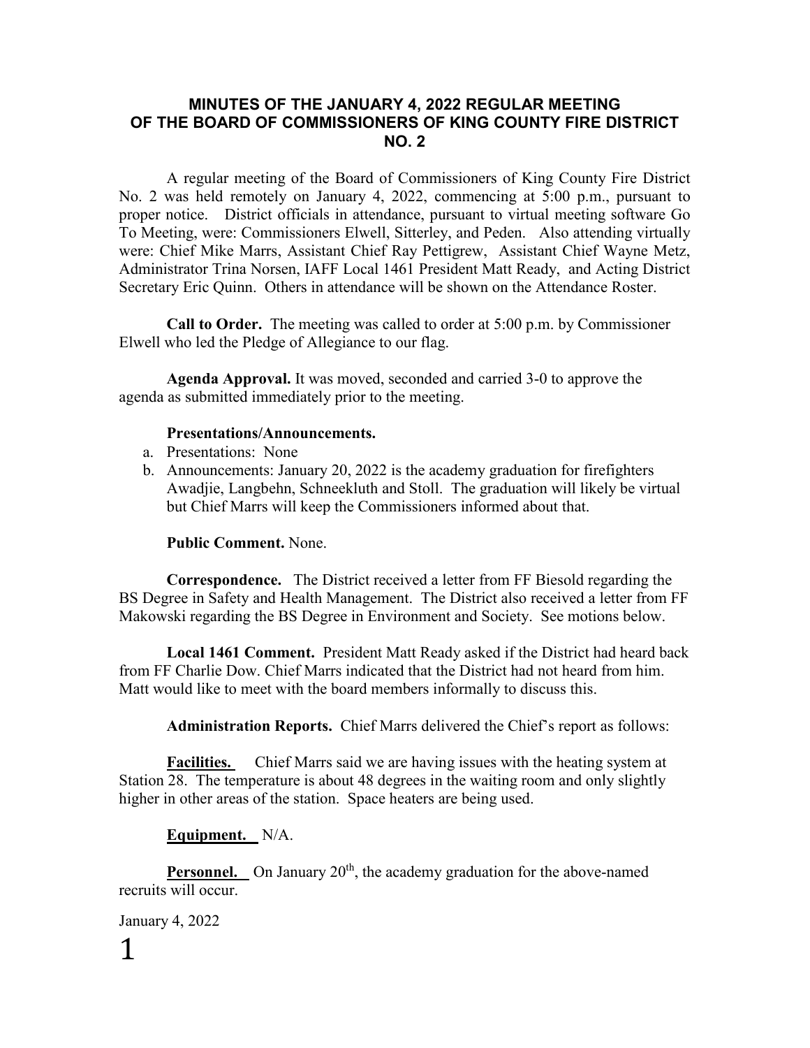# MINUTES OF THE JANUARY 4, 2022 REGULAR MEETING OF THE BOARD OF COMMISSIONERS OF KING COUNTY FIRE DISTRICT NO. 2

A regular meeting of the Board of Commissioners of King County Fire District No. 2 was held remotely on January 4, 2022, commencing at 5:00 p.m., pursuant to proper notice. District officials in attendance, pursuant to virtual meeting software Go To Meeting, were: Commissioners Elwell, Sitterley, and Peden. Also attending virtually were: Chief Mike Marrs, Assistant Chief Ray Pettigrew, Assistant Chief Wayne Metz, Administrator Trina Norsen, IAFF Local 1461 President Matt Ready, and Acting District Secretary Eric Quinn. Others in attendance will be shown on the Attendance Roster.

**Call to Order.** The meeting was called to order at 5:00 p.m. by Commissioner Elwell who led the Pledge of Allegiance to our flag.

**Agenda Approval.** It was moved, seconded and carried 3-0 to approve the agenda as submitted immediately prior to the meeting.

**Presentations/Announcements.**

a. Presentations: None
b. Announcements: January 20, 2022 is the academy graduation for firefighters Awadjie, Langbehn, Schneekluth and Stoll. The graduation will likely be virtual but Chief Marrs will keep the Commissioners informed about that.

**Public Comment.** None.

**Correspondence.** The District received a letter from FF Biesold regarding the BS Degree in Safety and Health Management. The District also received a letter from FF Makowski regarding the BS Degree in Environment and Society. See motions below.

**Local 1461 Comment.** President Matt Ready asked if the District had heard back from FF Charlie Dow. Chief Marrs indicated that the District had not heard from him. Matt would like to meet with the board members informally to discuss this.

**Administration Reports.** Chief Marrs delivered the Chief's report as follows:

**Facilities.** Chief Marrs said we are having issues with the heating system at Station 28. The temperature is about 48 degrees in the waiting room and only slightly higher in other areas of the station. Space heaters are being used.

**Equipment.** N/A.

**Personnel.** On January 20th, the academy graduation for the above-named recruits will occur.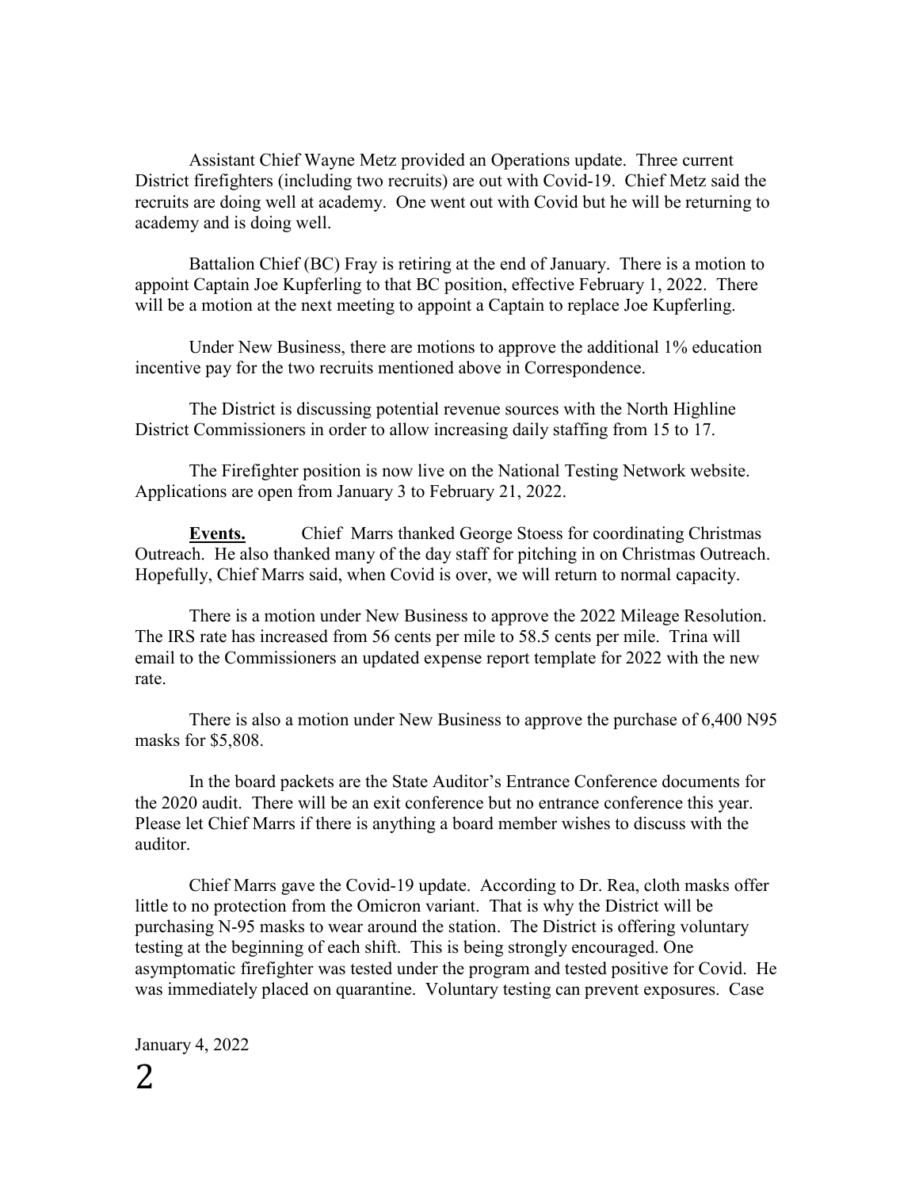Assistant Chief Wayne Metz provided an Operations update. Three current District firefighters (including two recruits) are out with Covid-19. Chief Metz said the recruits are doing well at academy. One went out with Covid but he will be returning to academy and is doing well.

Battalion Chief (BC) Fray is retiring at the end of January. There is a motion to appoint Captain Joe Kupferling to that BC position, effective February 1, 2022. There will be a motion at the next meeting to appoint a Captain to replace Joe Kupferling.

Under New Business, there are motions to approve the additional 1% education incentive pay for the two recruits mentioned above in Correspondence.

The District is discussing potential revenue sources with the North Highline District Commissioners in order to allow increasing daily staffing from 15 to 17.

The Firefighter position is now live on the National Testing Network website. Applications are open from January 3 to February 21, 2022.

**Events.** Chief Marrs thanked George Stoess for coordinating Christmas Outreach. He also thanked many of the day staff for pitching in on Christmas Outreach. Hopefully, Chief Marrs said, when Covid is over, we will return to normal capacity.

There is a motion under New Business to approve the 2022 Mileage Resolution. The IRS rate has increased from 56 cents per mile to 58.5 cents per mile. Trina will email to the Commissioners an updated expense report template for 2022 with the new rate.

There is also a motion under New Business to approve the purchase of 6,400 N95 masks for $5,808.

In the board packets are the State Auditor's Entrance Conference documents for the 2020 audit. There will be an exit conference but no entrance conference this year. Please let Chief Marrs if there is anything a board member wishes to discuss with the auditor.

Chief Marrs gave the Covid-19 update. According to Dr. Rea, cloth masks offer little to no protection from the Omicron variant. That is why the District will be purchasing N-95 masks to wear around the station. The District is offering voluntary testing at the beginning of each shift. This is being strongly encouraged. One asymptomatic firefighter was tested under the program and tested positive for Covid. He was immediately placed on quarantine. Voluntary testing can prevent exposures. Case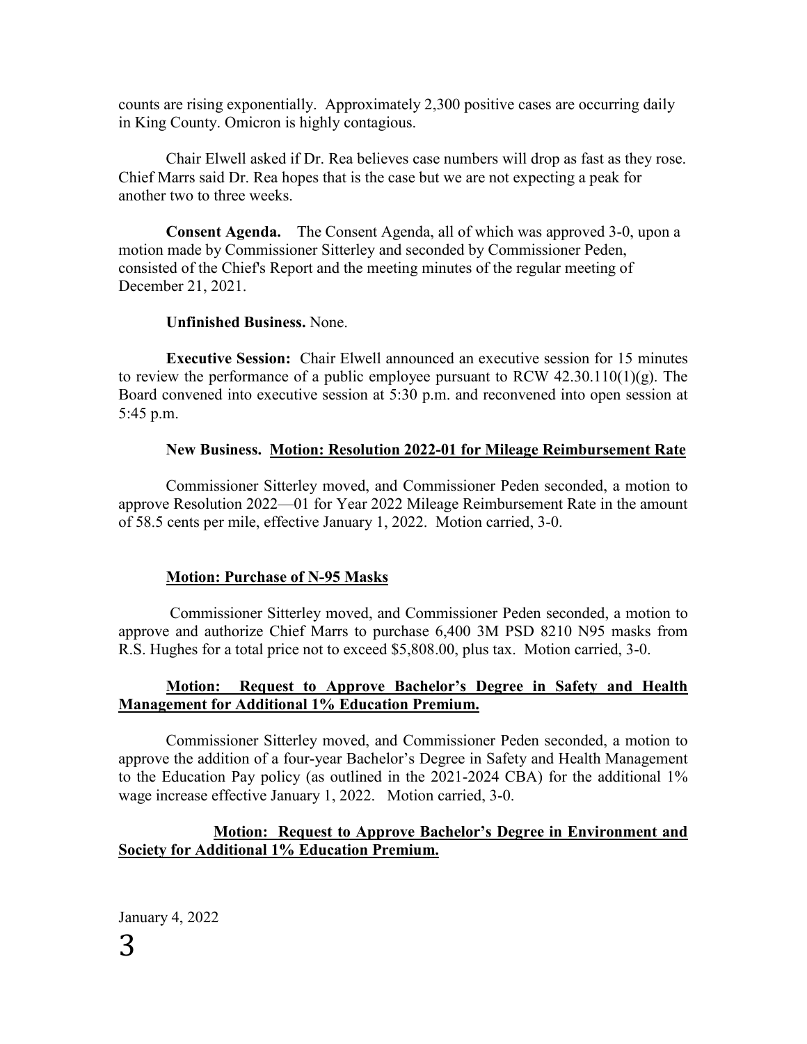counts are rising exponentially. Approximately 2,300 positive cases are occurring daily in King County. Omicron is highly contagious.

Chair Elwell asked if Dr. Rea believes case numbers will drop as fast as they rose. Chief Marrs said Dr. Rea hopes that is the case but we are not expecting a peak for another two to three weeks.

**Consent Agenda.** The Consent Agenda, all of which was approved 3-0, upon a motion made by Commissioner Sitterley and seconded by Commissioner Peden, consisted of the Chief's Report and the meeting minutes of the regular meeting of December 21, 2021.

**Unfinished Business.** None.

**Executive Session:** Chair Elwell announced an executive session for 15 minutes to review the performance of a public employee pursuant to RCW 42.30.110(1)(g). The Board convened into executive session at 5:30 p.m. and reconvened into open session at 5:45 p.m.

**New Business. <u>Motion: Resolution 2022-01 for Mileage Reimbursement Rate</u>**

Commissioner Sitterley moved, and Commissioner Peden seconded, a motion to approve Resolution 2022—01 for Year 2022 Mileage Reimbursement Rate in the amount of 58.5 cents per mile, effective January 1, 2022. Motion carried, 3-0.

**<u>Motion: Purchase of N-95 Masks</u>**

Commissioner Sitterley moved, and Commissioner Peden seconded, a motion to approve and authorize Chief Marrs to purchase 6,400 3M PSD 8210 N95 masks from R.S. Hughes for a total price not to exceed $5,808.00, plus tax. Motion carried, 3-0.

**<u>Motion: Request to Approve Bachelor's Degree in Safety and Health Management for Additional 1% Education Premium.</u>**

Commissioner Sitterley moved, and Commissioner Peden seconded, a motion to approve the addition of a four-year Bachelor's Degree in Safety and Health Management to the Education Pay policy (as outlined in the 2021-2024 CBA) for the additional 1% wage increase effective January 1, 2022. Motion carried, 3-0.

**<u>Motion: Request to Approve Bachelor's Degree in Environment and Society for Additional 1% Education Premium.</u>**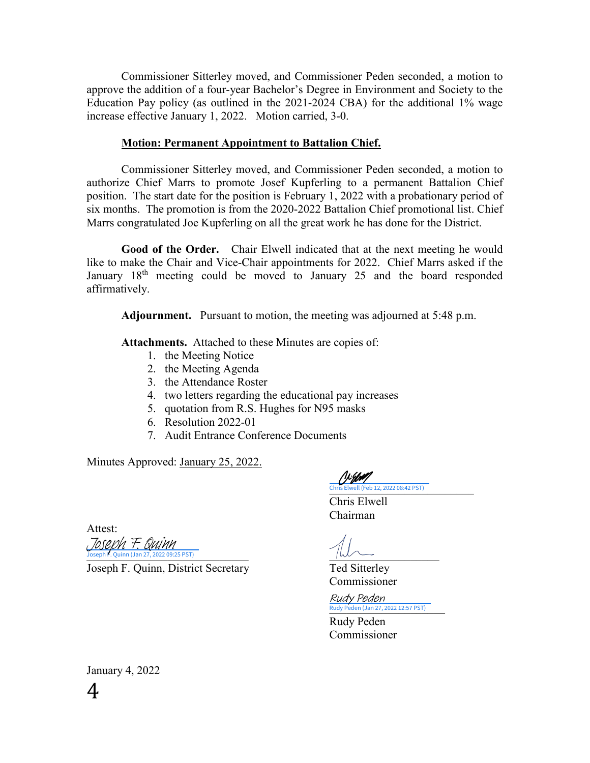Commissioner Sitterley moved, and Commissioner Peden seconded, a motion to approve the addition of a four-year Bachelor's Degree in Environment and Society to the Education Pay policy (as outlined in the 2021-2024 CBA) for the additional 1% wage increase effective January 1, 2022. Motion carried, 3-0.

**Motion: Permanent Appointment to Battalion Chief.**

Commissioner Sitterley moved, and Commissioner Peden seconded, a motion to authorize Chief Marrs to promote Josef Kupferling to a permanent Battalion Chief position. The start date for the position is February 1, 2022 with a probationary period of six months. The promotion is from the 2020-2022 Battalion Chief promotional list. Chief Marrs congratulated Joe Kupferling on all the great work he has done for the District.

**Good of the Order.** Chair Elwell indicated that at the next meeting he would like to make the Chair and Vice-Chair appointments for 2022. Chief Marrs asked if the January 18th meeting could be moved to January 25 and the board responded affirmatively.

**Adjournment.** Pursuant to motion, the meeting was adjourned at 5:48 p.m.

**Attachments.** Attached to these Minutes are copies of:

1. the Meeting Notice
2. the Meeting Agenda
3. the Attendance Roster
4. two letters regarding the educational pay increases
5. quotation from R.S. Hughes for N95 masks
6. Resolution 2022-01
7. Audit Entrance Conference Documents

Minutes Approved: January 25, 2022.

Chris Elwell (Feb 12, 2022 08:42 PST)

Chris Elwell
Chairman

Attest:

Joseph F. Quinn (Jan 27, 2022 09:25 PST)

Joseph F. Quinn, District Secretary

Ted Sitterley
Commissioner

Rudy Peden (Jan 27, 2022 12:57 PST)

Rudy Peden
Commissioner

January 4, 2022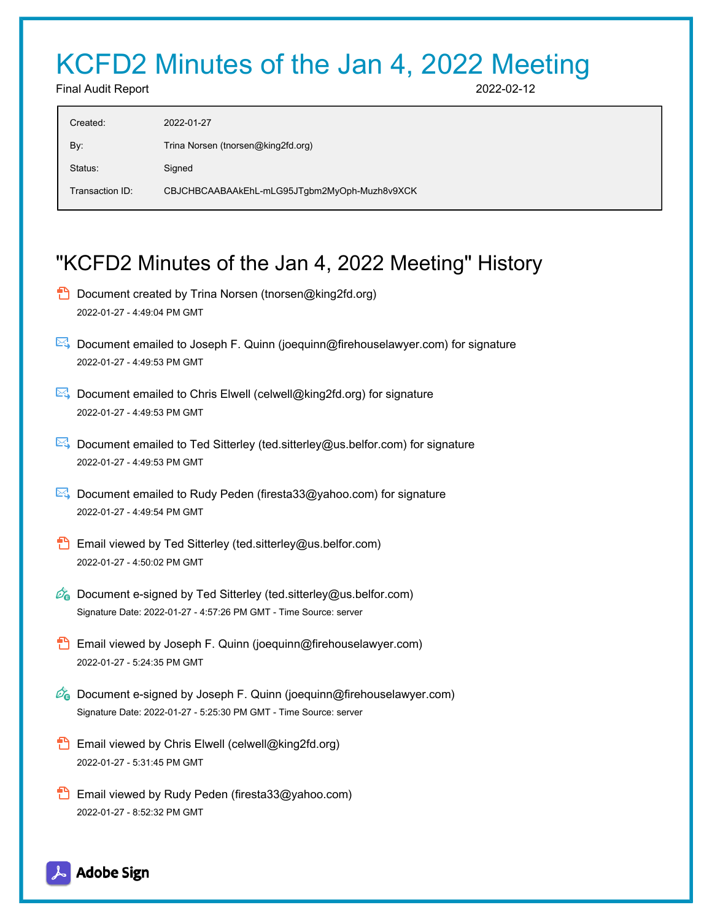# KCFD2 Minutes of the Jan 4, 2022 Meeting

Final Audit Report 2022-02-12

| | |
|---|---|
| Created: | 2022-01-27 |
| By: | Trina Norsen (tnorsen@king2fd.org) |
| Status: | Signed |
| Transaction ID: | CBJCHBCAABAAkEhL-mLG95JTgbm2MyOph-Muzh8v9XCK |

## "KCFD2 Minutes of the Jan 4, 2022 Meeting" History

- Document created by Trina Norsen (tnorsen@king2fd.org)
  2022-01-27 - 4:49:04 PM GMT

- Document emailed to Joseph F. Quinn (joequinn@firehouselawyer.com) for signature
  2022-01-27 - 4:49:53 PM GMT

- Document emailed to Chris Elwell (celwell@king2fd.org) for signature
  2022-01-27 - 4:49:53 PM GMT

- Document emailed to Ted Sitterley (ted.sitterley@us.belfor.com) for signature
  2022-01-27 - 4:49:53 PM GMT

- Document emailed to Rudy Peden (firesta33@yahoo.com) for signature
  2022-01-27 - 4:49:54 PM GMT

- Email viewed by Ted Sitterley (ted.sitterley@us.belfor.com)
  2022-01-27 - 4:50:02 PM GMT

- Document e-signed by Ted Sitterley (ted.sitterley@us.belfor.com)
  Signature Date: 2022-01-27 - 4:57:26 PM GMT - Time Source: server

- Email viewed by Joseph F. Quinn (joequinn@firehouselawyer.com)
  2022-01-27 - 5:24:35 PM GMT

- Document e-signed by Joseph F. Quinn (joequinn@firehouselawyer.com)
  Signature Date: 2022-01-27 - 5:25:30 PM GMT - Time Source: server

- Email viewed by Chris Elwell (celwell@king2fd.org)
  2022-01-27 - 5:31:45 PM GMT

- Email viewed by Rudy Peden (firesta33@yahoo.com)
  2022-01-27 - 8:52:32 PM GMT

Adobe Sign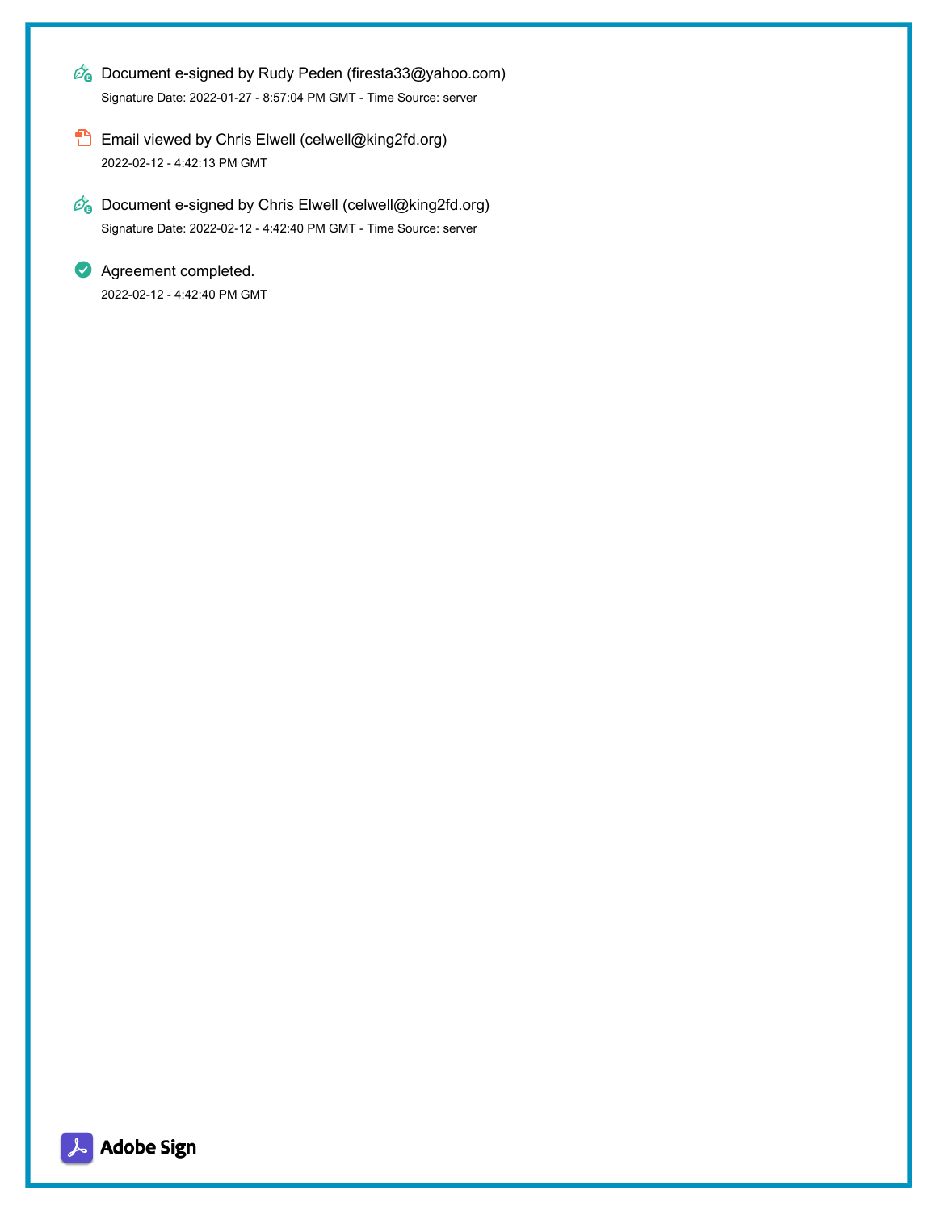Document e-signed by Rudy Peden (firesta33@yahoo.com)

Signature Date: 2022-01-27 - 8:57:04 PM GMT - Time Source: server

Email viewed by Chris Elwell (celwell@king2fd.org)

2022-02-12 - 4:42:13 PM GMT

Document e-signed by Chris Elwell (celwell@king2fd.org)

Signature Date: 2022-02-12 - 4:42:40 PM GMT - Time Source: server

Agreement completed.

2022-02-12 - 4:42:40 PM GMT

Adobe Sign